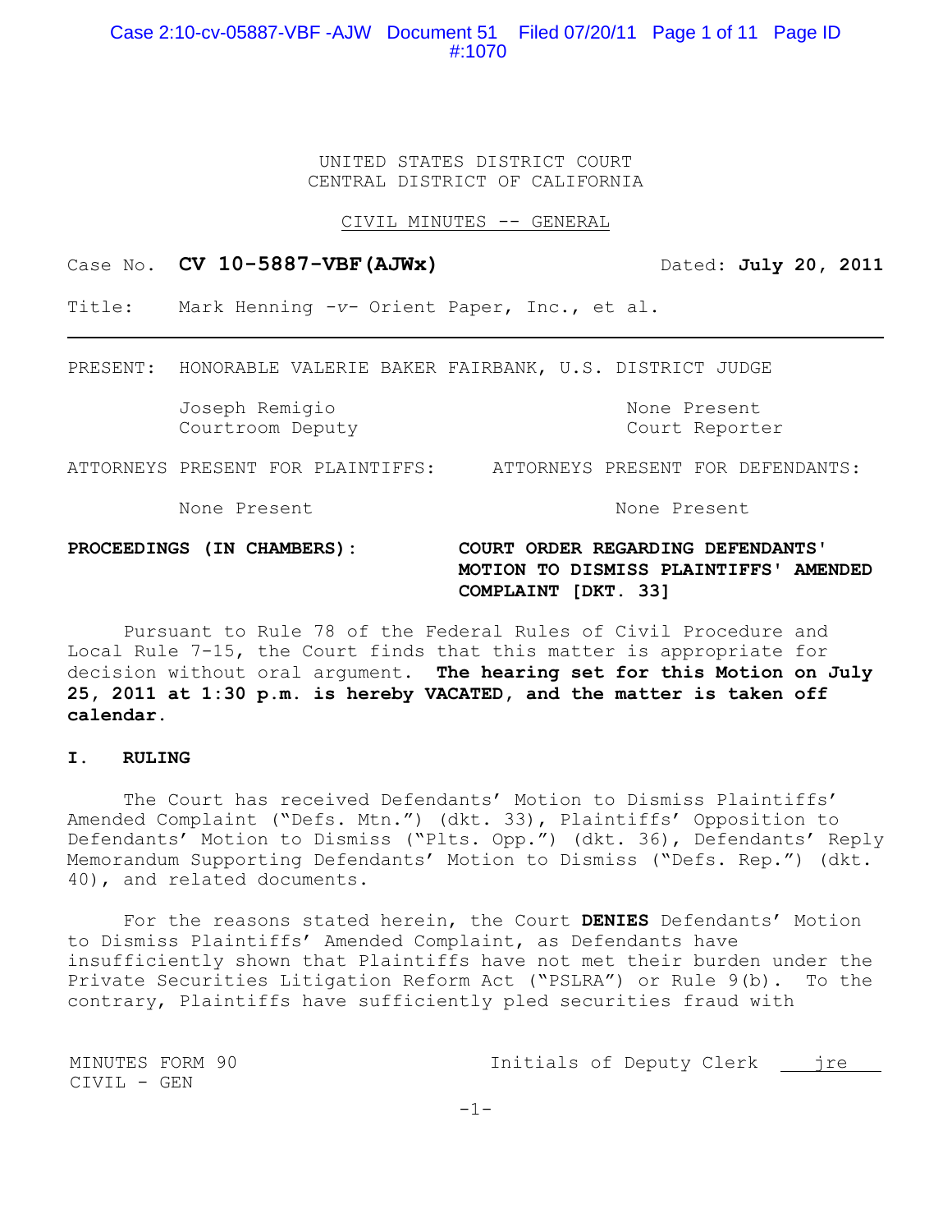UNITED STATES DISTRICT COURT
CENTRAL DISTRICT OF CALIFORNIA

CIVIL MINUTES -- GENERAL

Case No. **CV 10-5887-VBF(AJWx)** Dated: **July 20, 2011**

Title: Mark Henning -*v*- Orient Paper, Inc., et al.

---

PRESENT: HONORABLE VALERIE BAKER FAIRBANK, U.S. DISTRICT JUDGE

| | |
|---|---|
| Joseph Remigio<br>Courtroom Deputy | None Present<br>Court Reporter |

| ATTORNEYS PRESENT FOR PLAINTIFFS: | ATTORNEYS PRESENT FOR DEFENDANTS: |
|---|---|
| None Present | None Present |

**PROCEEDINGS (IN CHAMBERS): COURT ORDER REGARDING DEFENDANTS' MOTION TO DISMISS PLAINTIFFS' AMENDED COMPLAINT [DKT. 33]**

Pursuant to Rule 78 of the Federal Rules of Civil Procedure and Local Rule 7-15, the Court finds that this matter is appropriate for decision without oral argument. **The hearing set for this Motion on July 25, 2011 at 1:30 p.m. is hereby VACATED, and the matter is taken off calendar.**

## I. RULING

The Court has received Defendants' Motion to Dismiss Plaintiffs' Amended Complaint ("Defs. Mtn.") (dkt. 33), Plaintiffs' Opposition to Defendants' Motion to Dismiss ("Plts. Opp.") (dkt. 36), Defendants' Reply Memorandum Supporting Defendants' Motion to Dismiss ("Defs. Rep.") (dkt. 40), and related documents.

For the reasons stated herein, the Court **DENIES** Defendants' Motion to Dismiss Plaintiffs' Amended Complaint, as Defendants have insufficiently shown that Plaintiffs have not met their burden under the Private Securities Litigation Reform Act ("PSLRA") or Rule 9(b). To the contrary, Plaintiffs have sufficiently pled securities fraud with

MINUTES FORM 90
CIVIL - GEN

Initials of Deputy Clerk jre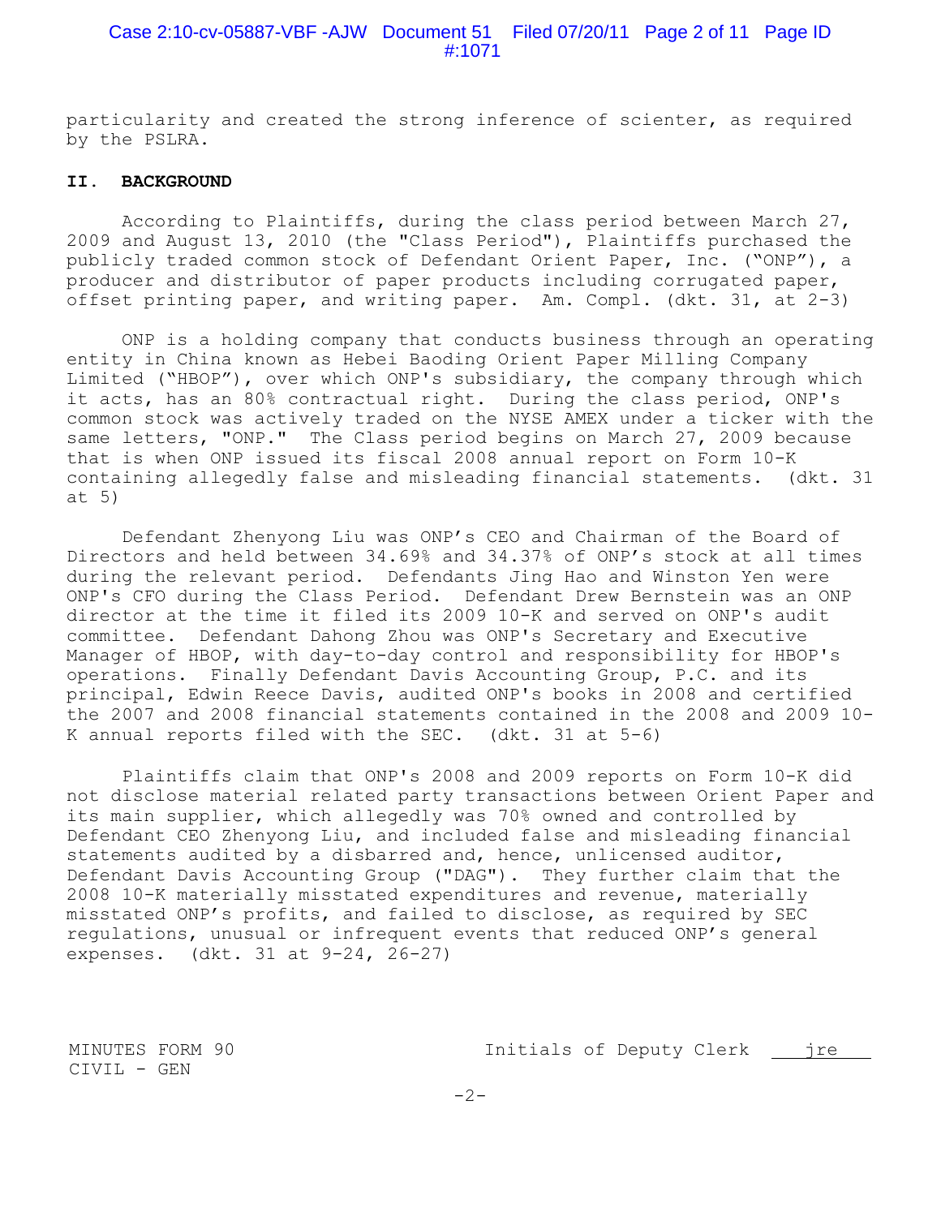particularity and created the strong inference of scienter, as required by the PSLRA.

## II. BACKGROUND

According to Plaintiffs, during the class period between March 27, 2009 and August 13, 2010 (the "Class Period"), Plaintiffs purchased the publicly traded common stock of Defendant Orient Paper, Inc. ("ONP"), a producer and distributor of paper products including corrugated paper, offset printing paper, and writing paper. Am. Compl. (dkt. 31, at 2-3)

ONP is a holding company that conducts business through an operating entity in China known as Hebei Baoding Orient Paper Milling Company Limited ("HBOP"), over which ONP's subsidiary, the company through which it acts, has an 80% contractual right. During the class period, ONP's common stock was actively traded on the NYSE AMEX under a ticker with the same letters, "ONP." The Class period begins on March 27, 2009 because that is when ONP issued its fiscal 2008 annual report on Form 10-K containing allegedly false and misleading financial statements. (dkt. 31 at 5)

Defendant Zhenyong Liu was ONP's CEO and Chairman of the Board of Directors and held between 34.69% and 34.37% of ONP's stock at all times during the relevant period. Defendants Jing Hao and Winston Yen were ONP's CFO during the Class Period. Defendant Drew Bernstein was an ONP director at the time it filed its 2009 10-K and served on ONP's audit committee. Defendant Dahong Zhou was ONP's Secretary and Executive Manager of HBOP, with day-to-day control and responsibility for HBOP's operations. Finally Defendant Davis Accounting Group, P.C. and its principal, Edwin Reece Davis, audited ONP's books in 2008 and certified the 2007 and 2008 financial statements contained in the 2008 and 2009 10-K annual reports filed with the SEC. (dkt. 31 at 5-6)

Plaintiffs claim that ONP's 2008 and 2009 reports on Form 10-K did not disclose material related party transactions between Orient Paper and its main supplier, which allegedly was 70% owned and controlled by Defendant CEO Zhenyong Liu, and included false and misleading financial statements audited by a disbarred and, hence, unlicensed auditor, Defendant Davis Accounting Group ("DAG"). They further claim that the 2008 10-K materially misstated expenditures and revenue, materially misstated ONP's profits, and failed to disclose, as required by SEC regulations, unusual or infrequent events that reduced ONP's general expenses. (dkt. 31 at 9-24, 26-27)

MINUTES FORM 90
CIVIL - GEN

Initials of Deputy Clerk jre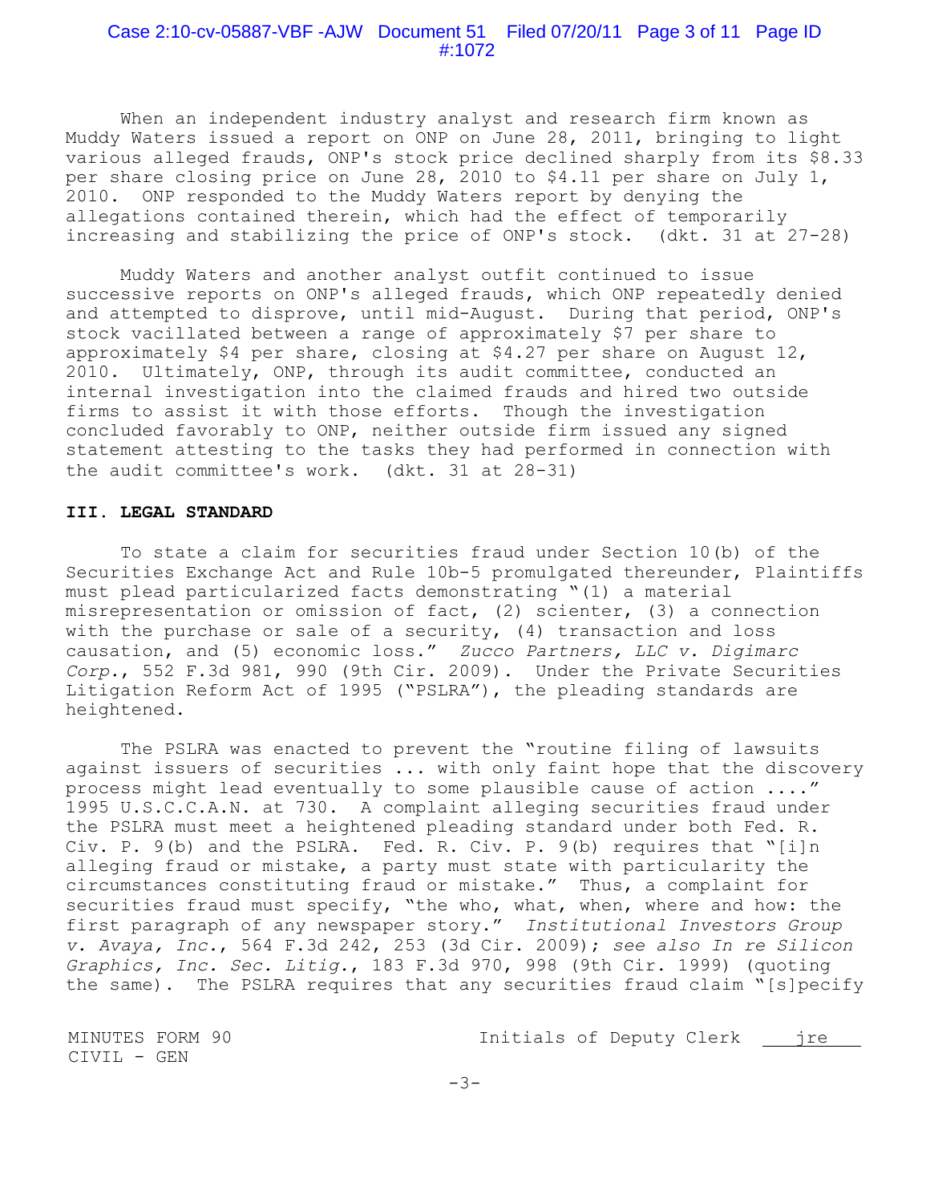When an independent industry analyst and research firm known as Muddy Waters issued a report on ONP on June 28, 2011, bringing to light various alleged frauds, ONP's stock price declined sharply from its $8.33 per share closing price on June 28, 2010 to $4.11 per share on July 1, 2010. ONP responded to the Muddy Waters report by denying the allegations contained therein, which had the effect of temporarily increasing and stabilizing the price of ONP's stock. (dkt. 31 at 27-28)

Muddy Waters and another analyst outfit continued to issue successive reports on ONP's alleged frauds, which ONP repeatedly denied and attempted to disprove, until mid-August. During that period, ONP's stock vacillated between a range of approximately $7 per share to approximately $4 per share, closing at $4.27 per share on August 12, 2010. Ultimately, ONP, through its audit committee, conducted an internal investigation into the claimed frauds and hired two outside firms to assist it with those efforts. Though the investigation concluded favorably to ONP, neither outside firm issued any signed statement attesting to the tasks they had performed in connection with the audit committee's work. (dkt. 31 at 28-31)

**III. LEGAL STANDARD**

To state a claim for securities fraud under Section 10(b) of the Securities Exchange Act and Rule 10b-5 promulgated thereunder, Plaintiffs must plead particularized facts demonstrating "(1) a material misrepresentation or omission of fact, (2) scienter, (3) a connection with the purchase or sale of a security, (4) transaction and loss causation, and (5) economic loss." *Zucco Partners, LLC v. Digimarc Corp.*, 552 F.3d 981, 990 (9th Cir. 2009). Under the Private Securities Litigation Reform Act of 1995 ("PSLRA"), the pleading standards are heightened.

The PSLRA was enacted to prevent the "routine filing of lawsuits against issuers of securities ... with only faint hope that the discovery process might lead eventually to some plausible cause of action ...." 1995 U.S.C.C.A.N. at 730. A complaint alleging securities fraud under the PSLRA must meet a heightened pleading standard under both Fed. R. Civ. P. 9(b) and the PSLRA. Fed. R. Civ. P. 9(b) requires that "[i]n alleging fraud or mistake, a party must state with particularity the circumstances constituting fraud or mistake." Thus, a complaint for securities fraud must specify, "the who, what, when, where and how: the first paragraph of any newspaper story." *Institutional Investors Group v. Avaya, Inc.*, 564 F.3d 242, 253 (3d Cir. 2009); *see also In re Silicon Graphics, Inc. Sec. Litig.*, 183 F.3d 970, 998 (9th Cir. 1999) (quoting the same). The PSLRA requires that any securities fraud claim "[s]pecify

MINUTES FORM 90
CIVIL - GEN

Initials of Deputy Clerk jre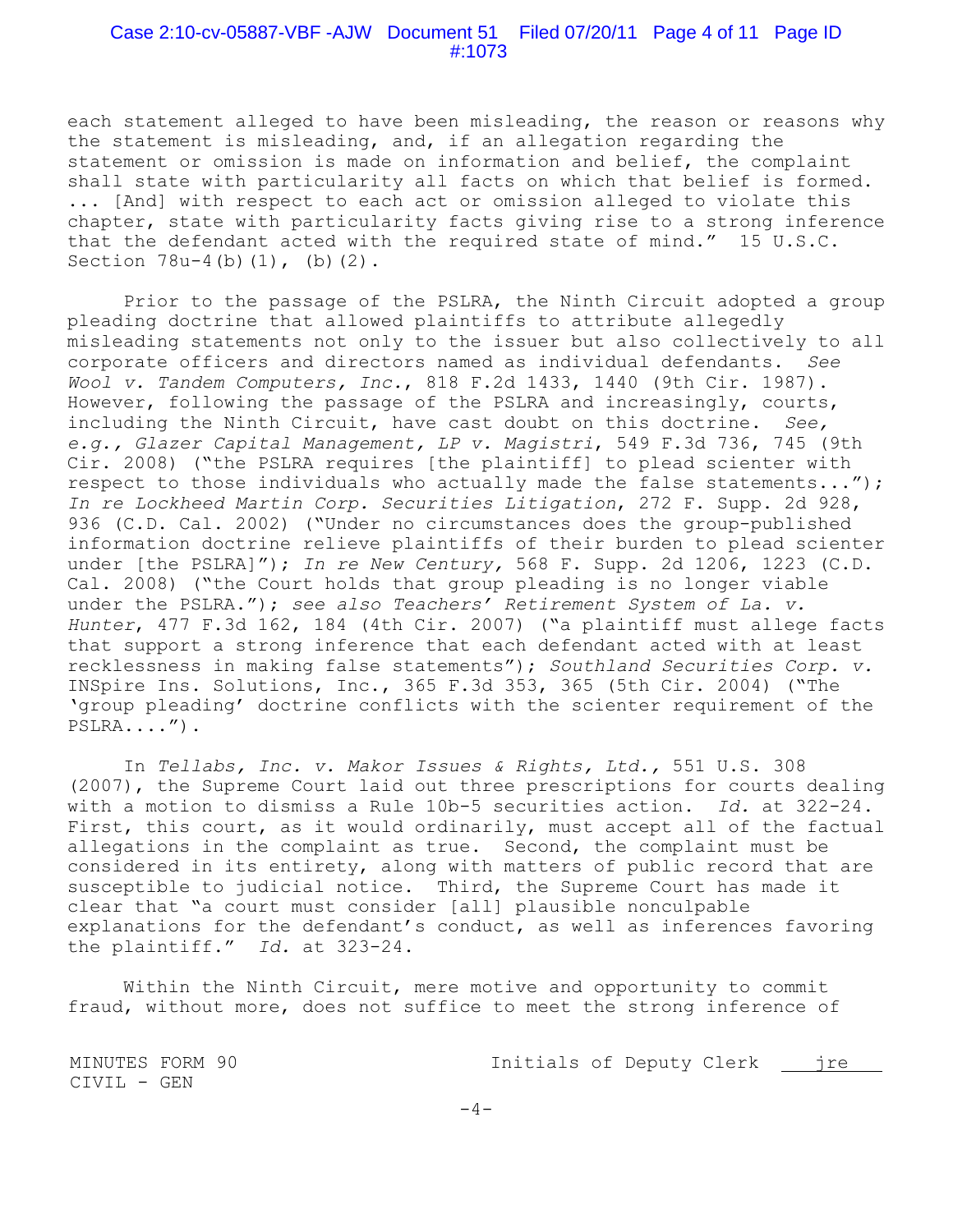each statement alleged to have been misleading, the reason or reasons why the statement is misleading, and, if an allegation regarding the statement or omission is made on information and belief, the complaint shall state with particularity all facts on which that belief is formed. ... [And] with respect to each act or omission alleged to violate this chapter, state with particularity facts giving rise to a strong inference that the defendant acted with the required state of mind." 15 U.S.C. Section 78u-4(b)(1), (b)(2).

Prior to the passage of the PSLRA, the Ninth Circuit adopted a group pleading doctrine that allowed plaintiffs to attribute allegedly misleading statements not only to the issuer but also collectively to all corporate officers and directors named as individual defendants. *See Wool v. Tandem Computers, Inc.*, 818 F.2d 1433, 1440 (9th Cir. 1987). However, following the passage of the PSLRA and increasingly, courts, including the Ninth Circuit, have cast doubt on this doctrine. *See, e.g., Glazer Capital Management, LP v. Magistri*, 549 F.3d 736, 745 (9th Cir. 2008) ("the PSLRA requires [the plaintiff] to plead scienter with respect to those individuals who actually made the false statements..."); *In re Lockheed Martin Corp. Securities Litigation*, 272 F. Supp. 2d 928, 936 (C.D. Cal. 2002) ("Under no circumstances does the group-published information doctrine relieve plaintiffs of their burden to plead scienter under [the PSLRA]"); *In re New Century,* 568 F. Supp. 2d 1206, 1223 (C.D. Cal. 2008) ("the Court holds that group pleading is no longer viable under the PSLRA."); *see also Teachers' Retirement System of La. v. Hunter*, 477 F.3d 162, 184 (4th Cir. 2007) ("a plaintiff must allege facts that support a strong inference that each defendant acted with at least recklessness in making false statements"); *Southland Securities Corp. v.* INSpire Ins. Solutions, Inc., 365 F.3d 353, 365 (5th Cir. 2004) ("The 'group pleading' doctrine conflicts with the scienter requirement of the PSLRA....").

In *Tellabs, Inc. v. Makor Issues & Rights, Ltd.,* 551 U.S. 308 (2007), the Supreme Court laid out three prescriptions for courts dealing with a motion to dismiss a Rule 10b-5 securities action. *Id.* at 322-24. First, this court, as it would ordinarily, must accept all of the factual allegations in the complaint as true. Second, the complaint must be considered in its entirety, along with matters of public record that are susceptible to judicial notice. Third, the Supreme Court has made it clear that "a court must consider [all] plausible nonculpable explanations for the defendant's conduct, as well as inferences favoring the plaintiff." *Id.* at 323-24.

Within the Ninth Circuit, mere motive and opportunity to commit fraud, without more, does not suffice to meet the strong inference of

MINUTES FORM 90
CIVIL - GEN

Initials of Deputy Clerk jre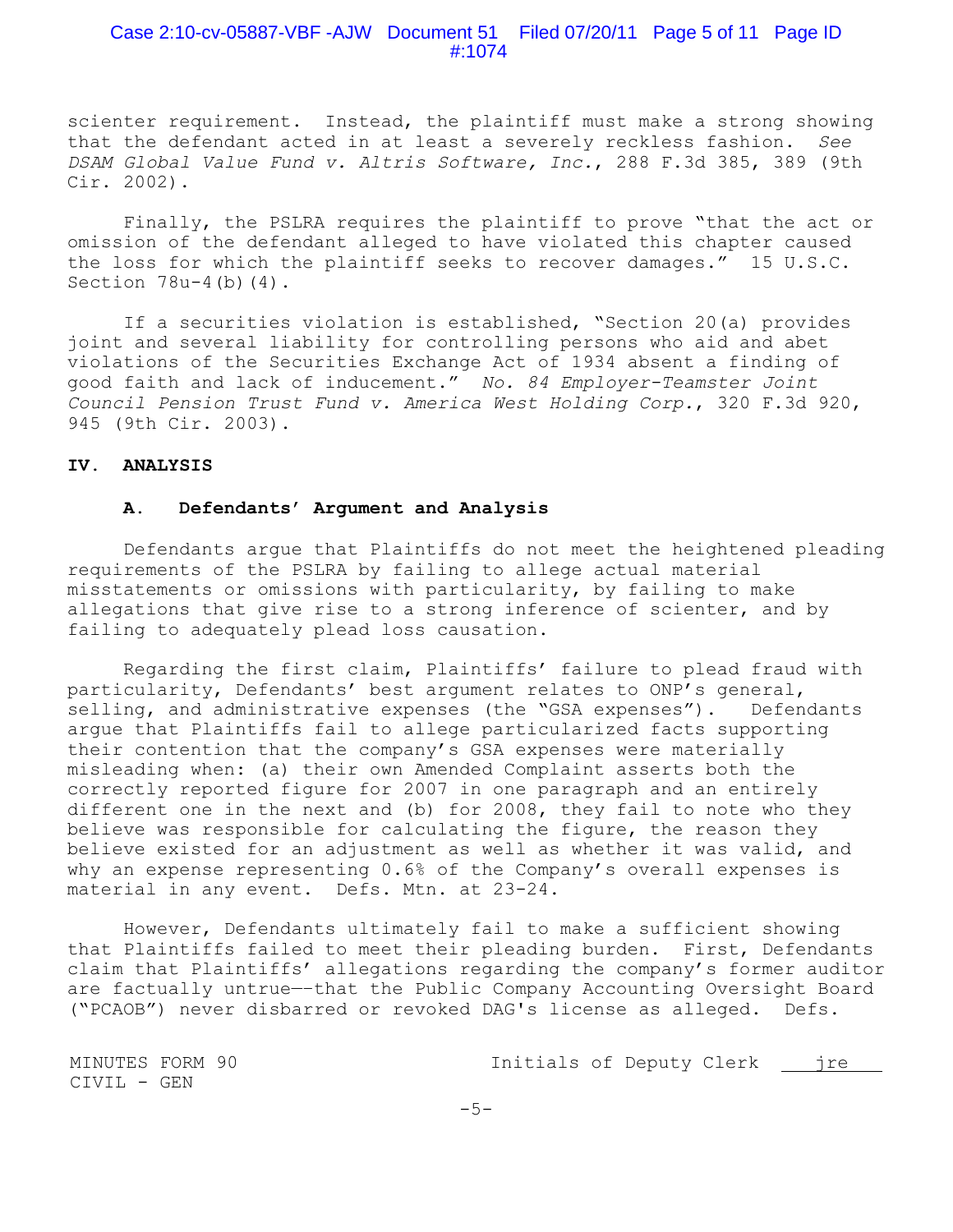scienter requirement. Instead, the plaintiff must make a strong showing that the defendant acted in at least a severely reckless fashion. *See DSAM Global Value Fund v. Altris Software, Inc.*, 288 F.3d 385, 389 (9th Cir. 2002).

Finally, the PSLRA requires the plaintiff to prove "that the act or omission of the defendant alleged to have violated this chapter caused the loss for which the plaintiff seeks to recover damages." 15 U.S.C. Section 78u-4(b)(4).

If a securities violation is established, "Section 20(a) provides joint and several liability for controlling persons who aid and abet violations of the Securities Exchange Act of 1934 absent a finding of good faith and lack of inducement." *No. 84 Employer-Teamster Joint Council Pension Trust Fund v. America West Holding Corp.*, 320 F.3d 920, 945 (9th Cir. 2003).

## IV. ANALYSIS

### A. Defendants' Argument and Analysis

Defendants argue that Plaintiffs do not meet the heightened pleading requirements of the PSLRA by failing to allege actual material misstatements or omissions with particularity, by failing to make allegations that give rise to a strong inference of scienter, and by failing to adequately plead loss causation.

Regarding the first claim, Plaintiffs' failure to plead fraud with particularity, Defendants' best argument relates to ONP's general, selling, and administrative expenses (the "GSA expenses"). Defendants argue that Plaintiffs fail to allege particularized facts supporting their contention that the company's GSA expenses were materially misleading when: (a) their own Amended Complaint asserts both the correctly reported figure for 2007 in one paragraph and an entirely different one in the next and (b) for 2008, they fail to note who they believe was responsible for calculating the figure, the reason they believe existed for an adjustment as well as whether it was valid, and why an expense representing 0.6% of the Company's overall expenses is material in any event. Defs. Mtn. at 23-24.

However, Defendants ultimately fail to make a sufficient showing that Plaintiffs failed to meet their pleading burden. First, Defendants claim that Plaintiffs' allegations regarding the company's former auditor are factually untrue—that the Public Company Accounting Oversight Board ("PCAOB") never disbarred or revoked DAG's license as alleged. Defs.

MINUTES FORM 90
CIVIL - GEN

Initials of Deputy Clerk jre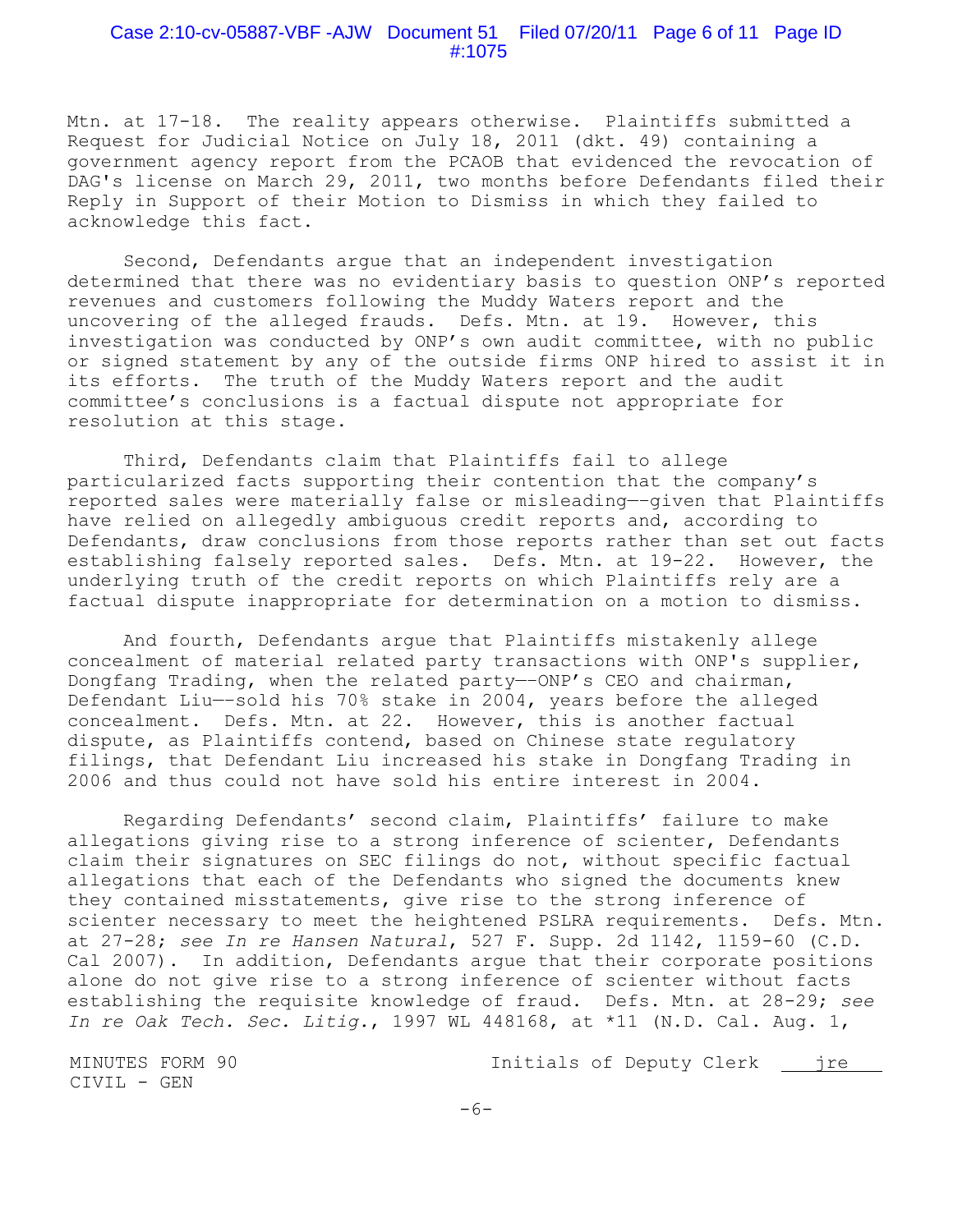Mtn. at 17-18. The reality appears otherwise. Plaintiffs submitted a Request for Judicial Notice on July 18, 2011 (dkt. 49) containing a government agency report from the PCAOB that evidenced the revocation of DAG's license on March 29, 2011, two months before Defendants filed their Reply in Support of their Motion to Dismiss in which they failed to acknowledge this fact.

Second, Defendants argue that an independent investigation determined that there was no evidentiary basis to question ONP's reported revenues and customers following the Muddy Waters report and the uncovering of the alleged frauds. Defs. Mtn. at 19. However, this investigation was conducted by ONP's own audit committee, with no public or signed statement by any of the outside firms ONP hired to assist it in its efforts. The truth of the Muddy Waters report and the audit committee's conclusions is a factual dispute not appropriate for resolution at this stage.

Third, Defendants claim that Plaintiffs fail to allege particularized facts supporting their contention that the company's reported sales were materially false or misleading—given that Plaintiffs have relied on allegedly ambiguous credit reports and, according to Defendants, draw conclusions from those reports rather than set out facts establishing falsely reported sales. Defs. Mtn. at 19-22. However, the underlying truth of the credit reports on which Plaintiffs rely are a factual dispute inappropriate for determination on a motion to dismiss.

And fourth, Defendants argue that Plaintiffs mistakenly allege concealment of material related party transactions with ONP's supplier, Dongfang Trading, when the related party—ONP's CEO and chairman, Defendant Liu—sold his 70% stake in 2004, years before the alleged concealment. Defs. Mtn. at 22. However, this is another factual dispute, as Plaintiffs contend, based on Chinese state regulatory filings, that Defendant Liu increased his stake in Dongfang Trading in 2006 and thus could not have sold his entire interest in 2004.

Regarding Defendants' second claim, Plaintiffs' failure to make allegations giving rise to a strong inference of scienter, Defendants claim their signatures on SEC filings do not, without specific factual allegations that each of the Defendants who signed the documents knew they contained misstatements, give rise to the strong inference of scienter necessary to meet the heightened PSLRA requirements. Defs. Mtn. at 27-28; *see In re Hansen Natural*, 527 F. Supp. 2d 1142, 1159-60 (C.D. Cal 2007). In addition, Defendants argue that their corporate positions alone do not give rise to a strong inference of scienter without facts establishing the requisite knowledge of fraud. Defs. Mtn. at 28-29; *see In re Oak Tech. Sec. Litig.*, 1997 WL 448168, at \*11 (N.D. Cal. Aug. 1,

MINUTES FORM 90
CIVIL - GEN

Initials of Deputy Clerk jre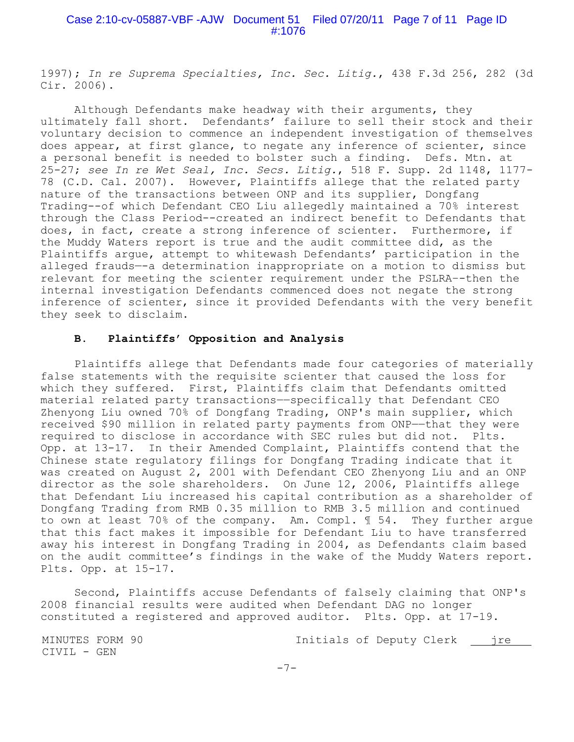1997); *In re Suprema Specialties, Inc. Sec. Litig.*, 438 F.3d 256, 282 (3d Cir. 2006).

Although Defendants make headway with their arguments, they ultimately fall short. Defendants' failure to sell their stock and their voluntary decision to commence an independent investigation of themselves does appear, at first glance, to negate any inference of scienter, since a personal benefit is needed to bolster such a finding. Defs. Mtn. at 25-27; *see In re Wet Seal, Inc. Secs. Litig.*, 518 F. Supp. 2d 1148, 1177-78 (C.D. Cal. 2007). However, Plaintiffs allege that the related party nature of the transactions between ONP and its supplier, Dongfang Trading--of which Defendant CEO Liu allegedly maintained a 70% interest through the Class Period--created an indirect benefit to Defendants that does, in fact, create a strong inference of scienter. Furthermore, if the Muddy Waters report is true and the audit committee did, as the Plaintiffs argue, attempt to whitewash Defendants' participation in the alleged frauds—-a determination inappropriate on a motion to dismiss but relevant for meeting the scienter requirement under the PSLRA--then the internal investigation Defendants commenced does not negate the strong inference of scienter, since it provided Defendants with the very benefit they seek to disclaim.

### B. Plaintiffs' Opposition and Analysis

Plaintiffs allege that Defendants made four categories of materially false statements with the requisite scienter that caused the loss for which they suffered. First, Plaintiffs claim that Defendants omitted material related party transactions—-specifically that Defendant CEO Zhenyong Liu owned 70% of Dongfang Trading, ONP's main supplier, which received $90 million in related party payments from ONP—-that they were required to disclose in accordance with SEC rules but did not. Plts. Opp. at 13-17. In their Amended Complaint, Plaintiffs contend that the Chinese state regulatory filings for Dongfang Trading indicate that it was created on August 2, 2001 with Defendant CEO Zhenyong Liu and an ONP director as the sole shareholders. On June 12, 2006, Plaintiffs allege that Defendant Liu increased his capital contribution as a shareholder of Dongfang Trading from RMB 0.35 million to RMB 3.5 million and continued to own at least 70% of the company. Am. Compl. ¶ 54. They further argue that this fact makes it impossible for Defendant Liu to have transferred away his interest in Dongfang Trading in 2004, as Defendants claim based on the audit committee's findings in the wake of the Muddy Waters report. Plts. Opp. at 15-17.

Second, Plaintiffs accuse Defendants of falsely claiming that ONP's 2008 financial results were audited when Defendant DAG no longer constituted a registered and approved auditor. Plts. Opp. at 17-19.

MINUTES FORM 90
CIVIL - GEN

Initials of Deputy Clerk jre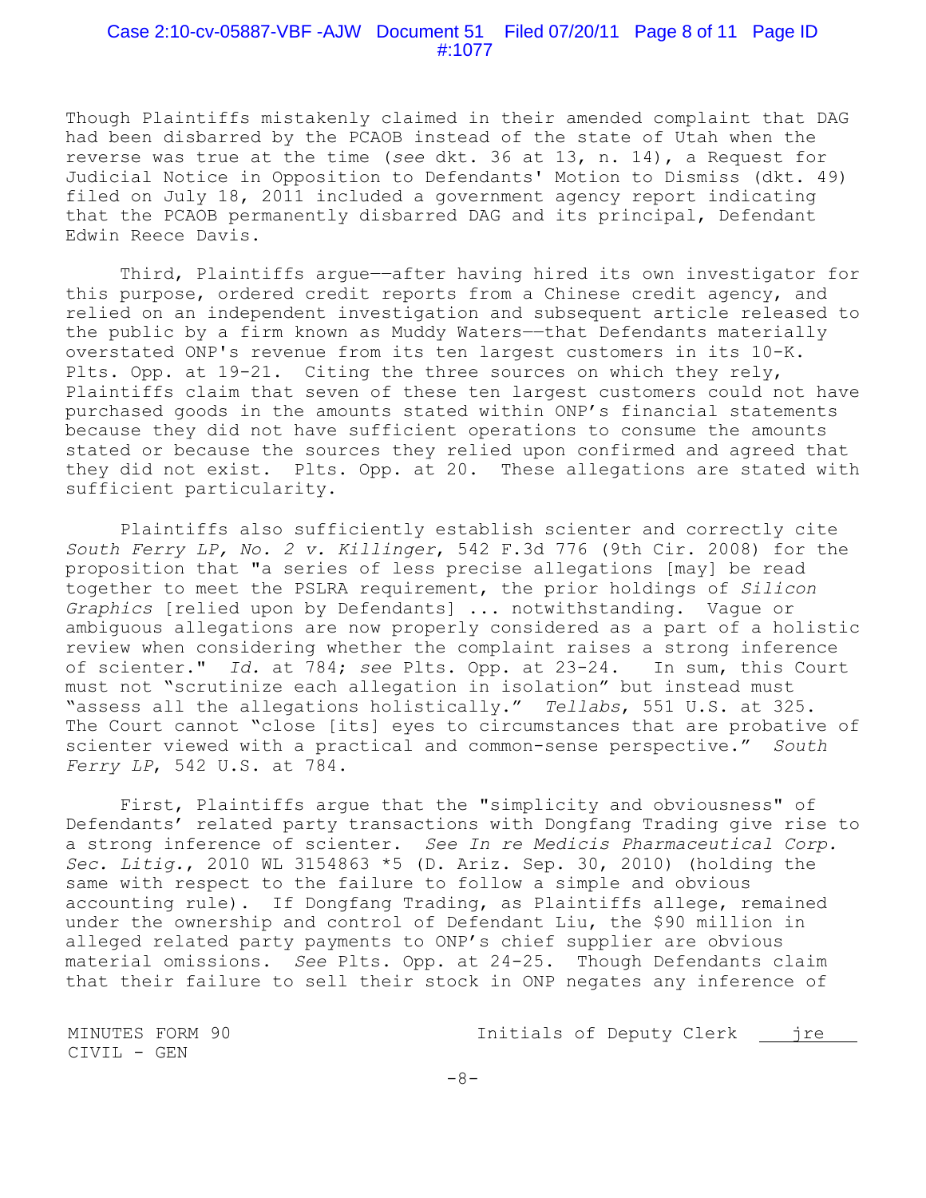Though Plaintiffs mistakenly claimed in their amended complaint that DAG had been disbarred by the PCAOB instead of the state of Utah when the reverse was true at the time (*see* dkt. 36 at 13, n. 14), a Request for Judicial Notice in Opposition to Defendants' Motion to Dismiss (dkt. 49) filed on July 18, 2011 included a government agency report indicating that the PCAOB permanently disbarred DAG and its principal, Defendant Edwin Reece Davis.

Third, Plaintiffs argue——after having hired its own investigator for this purpose, ordered credit reports from a Chinese credit agency, and relied on an independent investigation and subsequent article released to the public by a firm known as Muddy Waters——that Defendants materially overstated ONP's revenue from its ten largest customers in its 10-K. Plts. Opp. at 19-21. Citing the three sources on which they rely, Plaintiffs claim that seven of these ten largest customers could not have purchased goods in the amounts stated within ONP's financial statements because they did not have sufficient operations to consume the amounts stated or because the sources they relied upon confirmed and agreed that they did not exist. Plts. Opp. at 20. These allegations are stated with sufficient particularity.

Plaintiffs also sufficiently establish scienter and correctly cite *South Ferry LP, No. 2 v. Killinger*, 542 F.3d 776 (9th Cir. 2008) for the proposition that "a series of less precise allegations [may] be read together to meet the PSLRA requirement, the prior holdings of *Silicon Graphics* [relied upon by Defendants] ... notwithstanding. Vague or ambiguous allegations are now properly considered as a part of a holistic review when considering whether the complaint raises a strong inference of scienter." *Id.* at 784; *see* Plts. Opp. at 23-24. In sum, this Court must not "scrutinize each allegation in isolation" but instead must "assess all the allegations holistically." *Tellabs*, 551 U.S. at 325. The Court cannot "close [its] eyes to circumstances that are probative of scienter viewed with a practical and common-sense perspective." *South Ferry LP*, 542 U.S. at 784.

First, Plaintiffs argue that the "simplicity and obviousness" of Defendants' related party transactions with Dongfang Trading give rise to a strong inference of scienter. *See In re Medicis Pharmaceutical Corp. Sec. Litig.*, 2010 WL 3154863 *5 (D. Ariz. Sep. 30, 2010) (holding the same with respect to the failure to follow a simple and obvious accounting rule). If Dongfang Trading, as Plaintiffs allege, remained under the ownership and control of Defendant Liu, the $90 million in alleged related party payments to ONP's chief supplier are obvious material omissions. *See* Plts. Opp. at 24-25. Though Defendants claim that their failure to sell their stock in ONP negates any inference of

MINUTES FORM 90 Initials of Deputy Clerk jre
CIVIL - GEN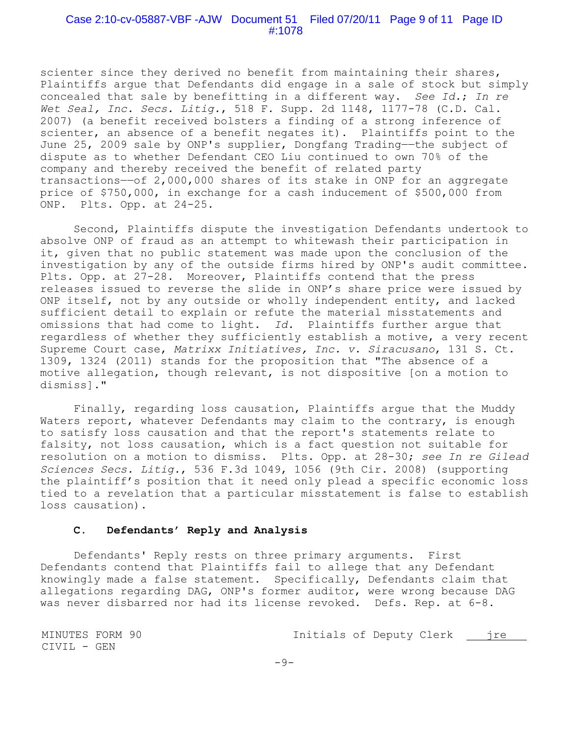scienter since they derived no benefit from maintaining their shares, Plaintiffs argue that Defendants did engage in a sale of stock but simply concealed that sale by benefitting in a different way. *See Id.*; *In re Wet Seal, Inc. Secs. Litig.*, 518 F. Supp. 2d 1148, 1177-78 (C.D. Cal. 2007) (a benefit received bolsters a finding of a strong inference of scienter, an absence of a benefit negates it). Plaintiffs point to the June 25, 2009 sale by ONP's supplier, Dongfang Trading——the subject of dispute as to whether Defendant CEO Liu continued to own 70% of the company and thereby received the benefit of related party transactions——of 2,000,000 shares of its stake in ONP for an aggregate price of $750,000, in exchange for a cash inducement of $500,000 from ONP. Plts. Opp. at 24-25.

Second, Plaintiffs dispute the investigation Defendants undertook to absolve ONP of fraud as an attempt to whitewash their participation in it, given that no public statement was made upon the conclusion of the investigation by any of the outside firms hired by ONP's audit committee. Plts. Opp. at 27-28. Moreover, Plaintiffs contend that the press releases issued to reverse the slide in ONP's share price were issued by ONP itself, not by any outside or wholly independent entity, and lacked sufficient detail to explain or refute the material misstatements and omissions that had come to light. *Id.* Plaintiffs further argue that regardless of whether they sufficiently establish a motive, a very recent Supreme Court case, *Matrixx Initiatives, Inc. v. Siracusano*, 131 S. Ct. 1309, 1324 (2011) stands for the proposition that "The absence of a motive allegation, though relevant, is not dispositive [on a motion to dismiss]."

Finally, regarding loss causation, Plaintiffs argue that the Muddy Waters report, whatever Defendants may claim to the contrary, is enough to satisfy loss causation and that the report's statements relate to falsity, not loss causation, which is a fact question not suitable for resolution on a motion to dismiss. Plts. Opp. at 28-30; *see In re Gilead Sciences Secs. Litig.*, 536 F.3d 1049, 1056 (9th Cir. 2008) (supporting the plaintiff's position that it need only plead a specific economic loss tied to a revelation that a particular misstatement is false to establish loss causation).

### C. Defendants' Reply and Analysis

Defendants' Reply rests on three primary arguments. First Defendants contend that Plaintiffs fail to allege that any Defendant knowingly made a false statement. Specifically, Defendants claim that allegations regarding DAG, ONP's former auditor, were wrong because DAG was never disbarred nor had its license revoked. Defs. Rep. at 6-8.

MINUTES FORM 90
CIVIL - GEN

Initials of Deputy Clerk jre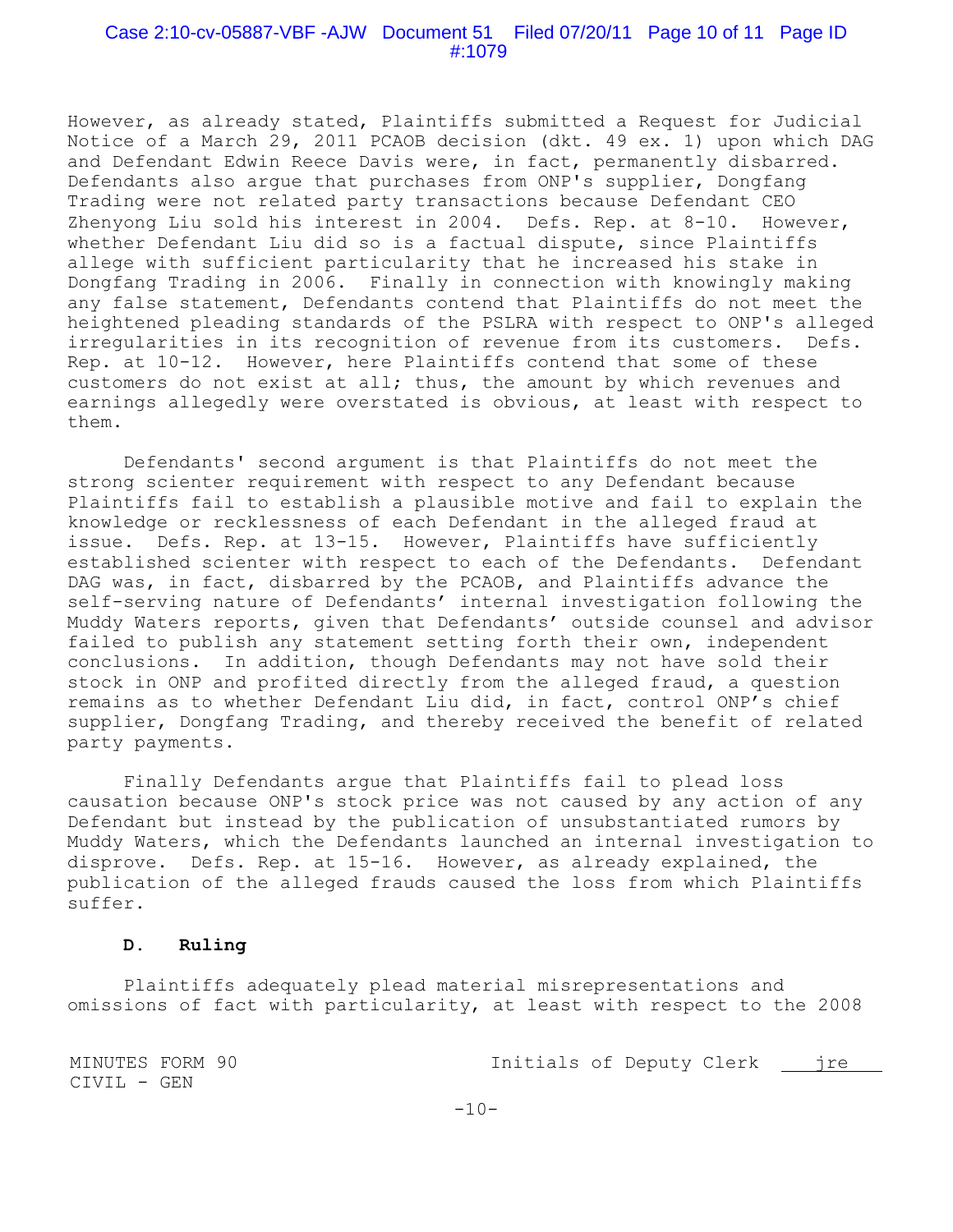However, as already stated, Plaintiffs submitted a Request for Judicial Notice of a March 29, 2011 PCAOB decision (dkt. 49 ex. 1) upon which DAG and Defendant Edwin Reece Davis were, in fact, permanently disbarred. Defendants also argue that purchases from ONP's supplier, Dongfang Trading were not related party transactions because Defendant CEO Zhenyong Liu sold his interest in 2004. Defs. Rep. at 8-10. However, whether Defendant Liu did so is a factual dispute, since Plaintiffs allege with sufficient particularity that he increased his stake in Dongfang Trading in 2006. Finally in connection with knowingly making any false statement, Defendants contend that Plaintiffs do not meet the heightened pleading standards of the PSLRA with respect to ONP's alleged irregularities in its recognition of revenue from its customers. Defs. Rep. at 10-12. However, here Plaintiffs contend that some of these customers do not exist at all; thus, the amount by which revenues and earnings allegedly were overstated is obvious, at least with respect to them.

Defendants' second argument is that Plaintiffs do not meet the strong scienter requirement with respect to any Defendant because Plaintiffs fail to establish a plausible motive and fail to explain the knowledge or recklessness of each Defendant in the alleged fraud at issue. Defs. Rep. at 13-15. However, Plaintiffs have sufficiently established scienter with respect to each of the Defendants. Defendant DAG was, in fact, disbarred by the PCAOB, and Plaintiffs advance the self-serving nature of Defendants' internal investigation following the Muddy Waters reports, given that Defendants' outside counsel and advisor failed to publish any statement setting forth their own, independent conclusions. In addition, though Defendants may not have sold their stock in ONP and profited directly from the alleged fraud, a question remains as to whether Defendant Liu did, in fact, control ONP's chief supplier, Dongfang Trading, and thereby received the benefit of related party payments.

Finally Defendants argue that Plaintiffs fail to plead loss causation because ONP's stock price was not caused by any action of any Defendant but instead by the publication of unsubstantiated rumors by Muddy Waters, which the Defendants launched an internal investigation to disprove. Defs. Rep. at 15-16. However, as already explained, the publication of the alleged frauds caused the loss from which Plaintiffs suffer.

### D. Ruling

Plaintiffs adequately plead material misrepresentations and omissions of fact with particularity, at least with respect to the 2008

MINUTES FORM 90
CIVIL - GEN

Initials of Deputy Clerk jre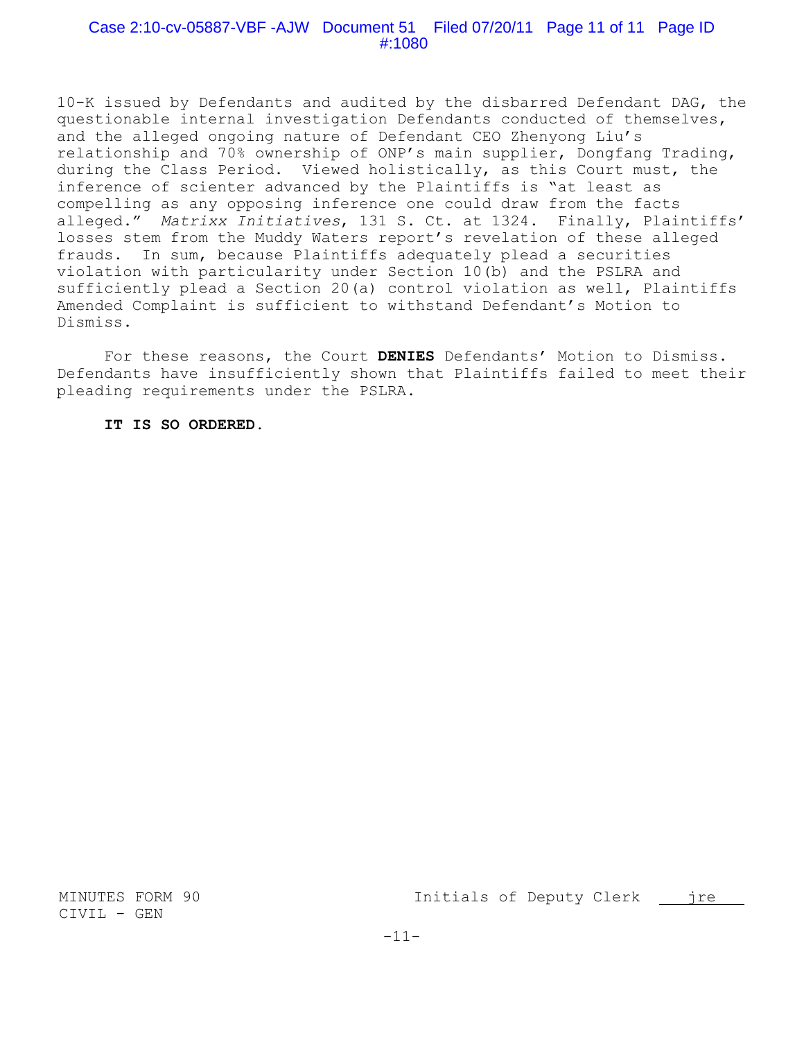10-K issued by Defendants and audited by the disbarred Defendant DAG, the questionable internal investigation Defendants conducted of themselves, and the alleged ongoing nature of Defendant CEO Zhenyong Liu's relationship and 70% ownership of ONP's main supplier, Dongfang Trading, during the Class Period. Viewed holistically, as this Court must, the inference of scienter advanced by the Plaintiffs is "at least as compelling as any opposing inference one could draw from the facts alleged." *Matrixx Initiatives*, 131 S. Ct. at 1324. Finally, Plaintiffs' losses stem from the Muddy Waters report's revelation of these alleged frauds. In sum, because Plaintiffs adequately plead a securities violation with particularity under Section 10(b) and the PSLRA and sufficiently plead a Section 20(a) control violation as well, Plaintiffs Amended Complaint is sufficient to withstand Defendant's Motion to Dismiss.

For these reasons, the Court **DENIES** Defendants' Motion to Dismiss. Defendants have insufficiently shown that Plaintiffs failed to meet their pleading requirements under the PSLRA.

**IT IS SO ORDERED.**

MINUTES FORM 90
CIVIL - GEN

Initials of Deputy Clerk jre